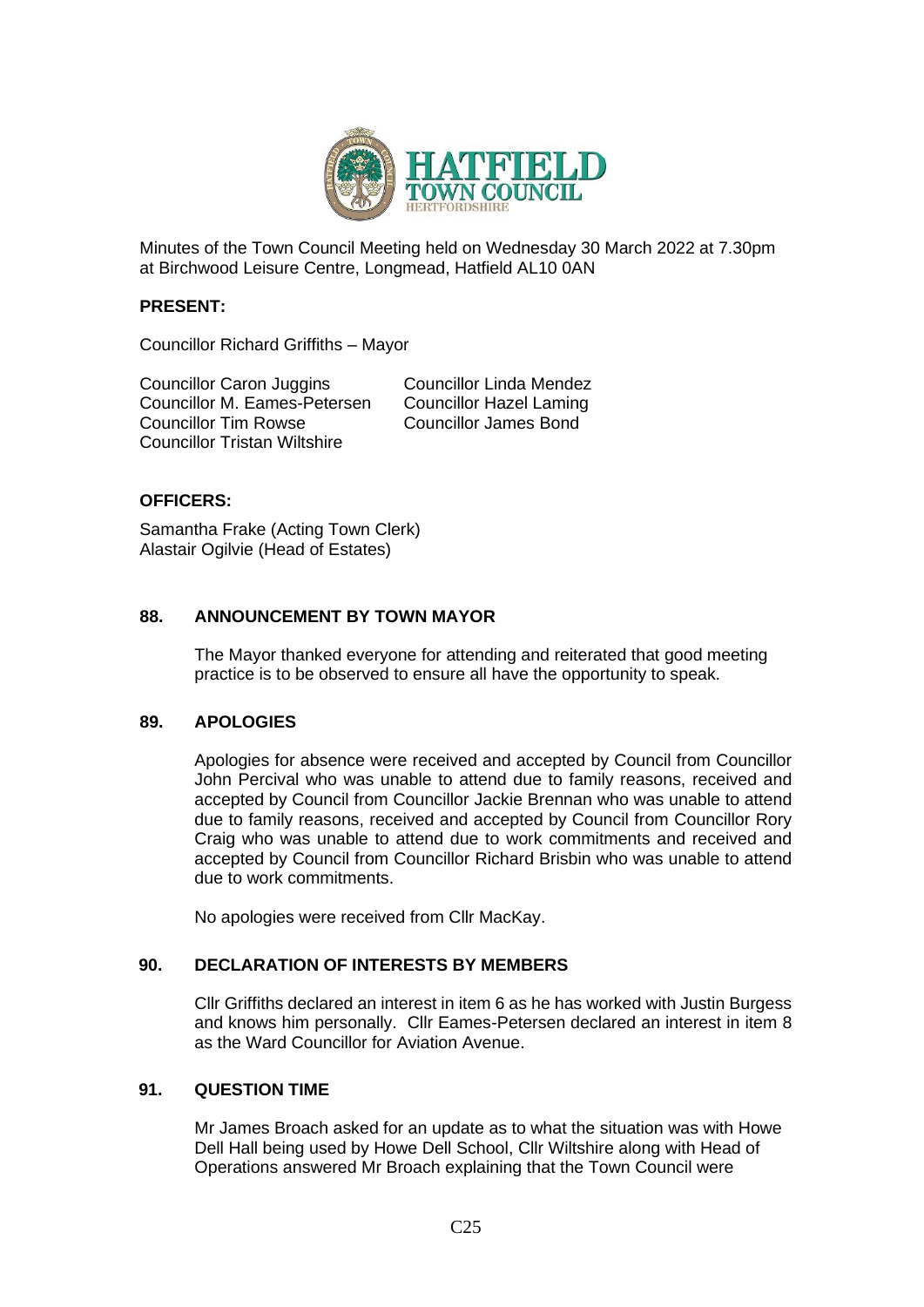Minutes of the Town Council Meeting held on Wednesday 30 March 2022 at 7.30pm at Birchwood Leisure Centre, Longmead, Hatfield AL10 0AN

## PRESENT:

Councillor Richard Griffiths – Mayor

Councillor Caron Juggins
Councillor M. Eames-Petersen
Councillor Tim Rowse
Councillor Tristan Wiltshire
Councillor Linda Mendez
Councillor Hazel Laming
Councillor James Bond

## OFFICERS:

Samantha Frake (Acting Town Clerk)
Alastair Ogilvie (Head of Estates)

## 88. ANNOUNCEMENT BY TOWN MAYOR

The Mayor thanked everyone for attending and reiterated that good meeting practice is to be observed to ensure all have the opportunity to speak.

## 89. APOLOGIES

Apologies for absence were received and accepted by Council from Councillor John Percival who was unable to attend due to family reasons, received and accepted by Council from Councillor Jackie Brennan who was unable to attend due to family reasons, received and accepted by Council from Councillor Rory Craig who was unable to attend due to work commitments and received and accepted by Council from Councillor Richard Brisbin who was unable to attend due to work commitments.

No apologies were received from Cllr MacKay.

## 90. DECLARATION OF INTERESTS BY MEMBERS

Cllr Griffiths declared an interest in item 6 as he has worked with Justin Burgess and knows him personally. Cllr Eames-Petersen declared an interest in item 8 as the Ward Councillor for Aviation Avenue.

## 91. QUESTION TIME

Mr James Broach asked for an update as to what the situation was with Howe Dell Hall being used by Howe Dell School, Cllr Wiltshire along with Head of Operations answered Mr Broach explaining that the Town Council were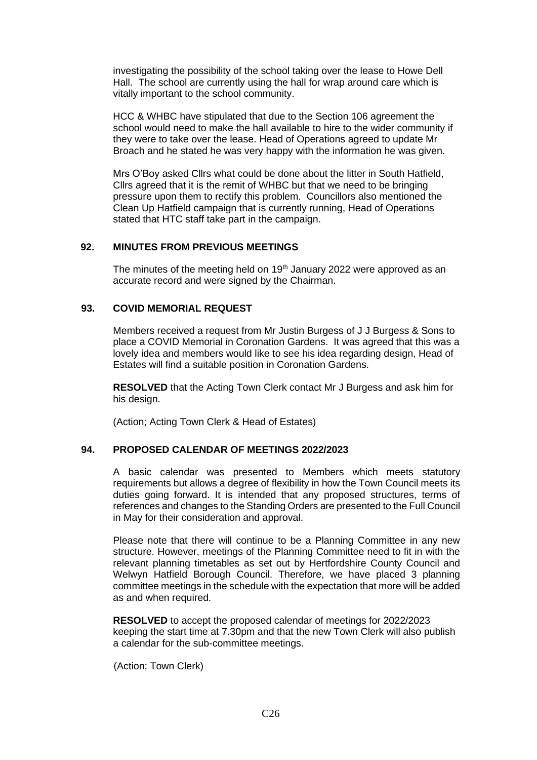investigating the possibility of the school taking over the lease to Howe Dell Hall. The school are currently using the hall for wrap around care which is vitally important to the school community.

HCC & WHBC have stipulated that due to the Section 106 agreement the school would need to make the hall available to hire to the wider community if they were to take over the lease. Head of Operations agreed to update Mr Broach and he stated he was very happy with the information he was given.

Mrs O'Boy asked Cllrs what could be done about the litter in South Hatfield, Cllrs agreed that it is the remit of WHBC but that we need to be bringing pressure upon them to rectify this problem. Councillors also mentioned the Clean Up Hatfield campaign that is currently running, Head of Operations stated that HTC staff take part in the campaign.

## 92. MINUTES FROM PREVIOUS MEETINGS

The minutes of the meeting held on 19th January 2022 were approved as an accurate record and were signed by the Chairman.

## 93. COVID MEMORIAL REQUEST

Members received a request from Mr Justin Burgess of J J Burgess & Sons to place a COVID Memorial in Coronation Gardens. It was agreed that this was a lovely idea and members would like to see his idea regarding design, Head of Estates will find a suitable position in Coronation Gardens.

**RESOLVED** that the Acting Town Clerk contact Mr J Burgess and ask him for his design.

(Action; Acting Town Clerk & Head of Estates)

## 94. PROPOSED CALENDAR OF MEETINGS 2022/2023

A basic calendar was presented to Members which meets statutory requirements but allows a degree of flexibility in how the Town Council meets its duties going forward. It is intended that any proposed structures, terms of references and changes to the Standing Orders are presented to the Full Council in May for their consideration and approval.

Please note that there will continue to be a Planning Committee in any new structure. However, meetings of the Planning Committee need to fit in with the relevant planning timetables as set out by Hertfordshire County Council and Welwyn Hatfield Borough Council. Therefore, we have placed 3 planning committee meetings in the schedule with the expectation that more will be added as and when required.

**RESOLVED** to accept the proposed calendar of meetings for 2022/2023 keeping the start time at 7.30pm and that the new Town Clerk will also publish a calendar for the sub-committee meetings.

(Action; Town Clerk)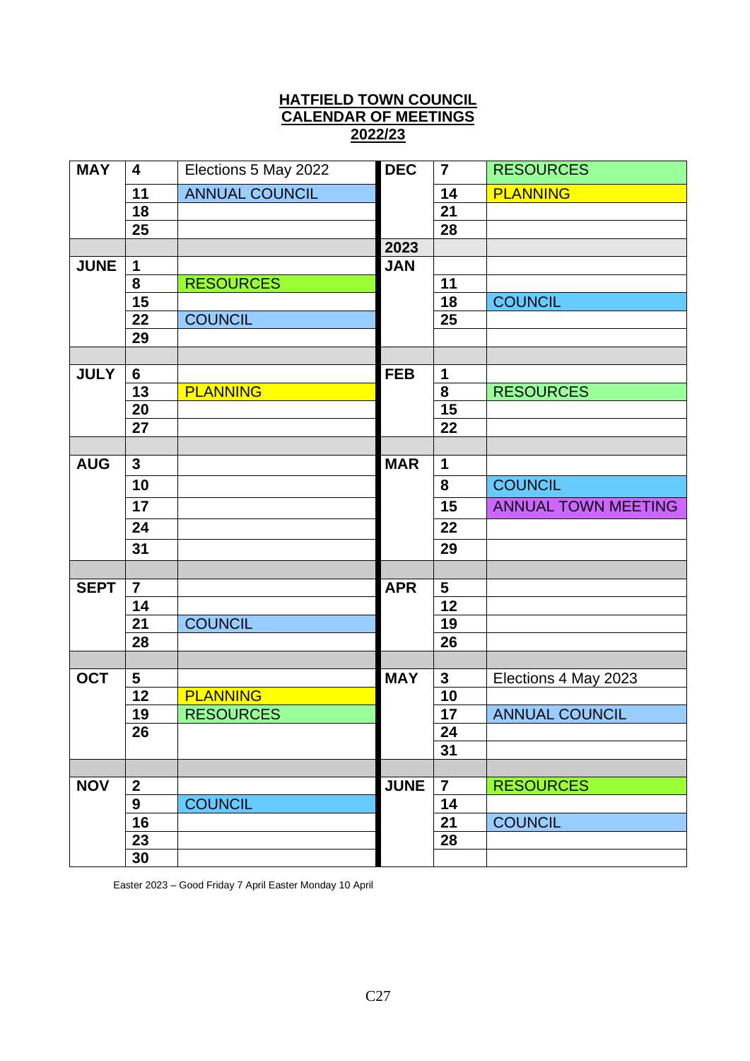## HATFIELD TOWN COUNCIL
## CALENDAR OF MEETINGS
## 2022/23

| | | | | | |
|---|---|---|---|---|---|
| **MAY** | **4** | Elections 5 May 2022 | **DEC** | **7** | RESOURCES |
| | **11** | ANNUAL COUNCIL | | **14** | PLANNING |
| | **18** | | | **21** | |
| | **25** | | | **28** | |
| | | | **2023** | | |
| **JUNE** | **1** | | **JAN** | | |
| | **8** | RESOURCES | | **11** | |
| | **15** | | | **18** | COUNCIL |
| | **22** | COUNCIL | | **25** | |
| | **29** | | | | |
| | | | | | |
| **JULY** | **6** | | **FEB** | **1** | |
| | **13** | PLANNING | | **8** | RESOURCES |
| | **20** | | | **15** | |
| | **27** | | | **22** | |
| | | | | | |
| **AUG** | **3** | | **MAR** | **1** | |
| | **10** | | | **8** | COUNCIL |
| | **17** | | | **15** | ANNUAL TOWN MEETING |
| | **24** | | | **22** | |
| | **31** | | | **29** | |
| | | | | | |
| **SEPT** | **7** | | **APR** | **5** | |
| | **14** | | | **12** | |
| | **21** | COUNCIL | | **19** | |
| | **28** | | | **26** | |
| | | | | | |
| **OCT** | **5** | | **MAY** | **3** | Elections 4 May 2023 |
| | **12** | PLANNING | | **10** | |
| | **19** | RESOURCES | | **17** | ANNUAL COUNCIL |
| | **26** | | | **24** | |
| | | | | **31** | |
| | | | | | |
| **NOV** | **2** | | **JUNE** | **7** | RESOURCES |
| | **9** | COUNCIL | | **14** | |
| | **16** | | | **21** | COUNCIL |
| | **23** | | | **28** | |
| | **30** | | | | |

Easter 2023 – Good Friday 7 April Easter Monday 10 April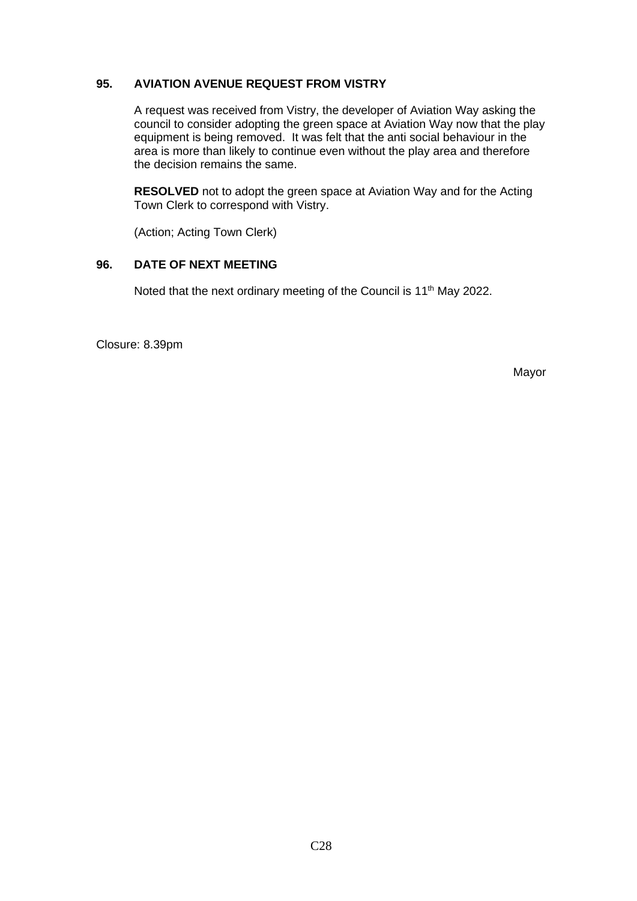### 95. AVIATION AVENUE REQUEST FROM VISTRY

A request was received from Vistry, the developer of Aviation Way asking the council to consider adopting the green space at Aviation Way now that the play equipment is being removed. It was felt that the anti social behaviour in the area is more than likely to continue even without the play area and therefore the decision remains the same.

**RESOLVED** not to adopt the green space at Aviation Way and for the Acting Town Clerk to correspond with Vistry.

(Action; Acting Town Clerk)

### 96. DATE OF NEXT MEETING

Noted that the next ordinary meeting of the Council is 11th May 2022.

Closure: 8.39pm

Mayor